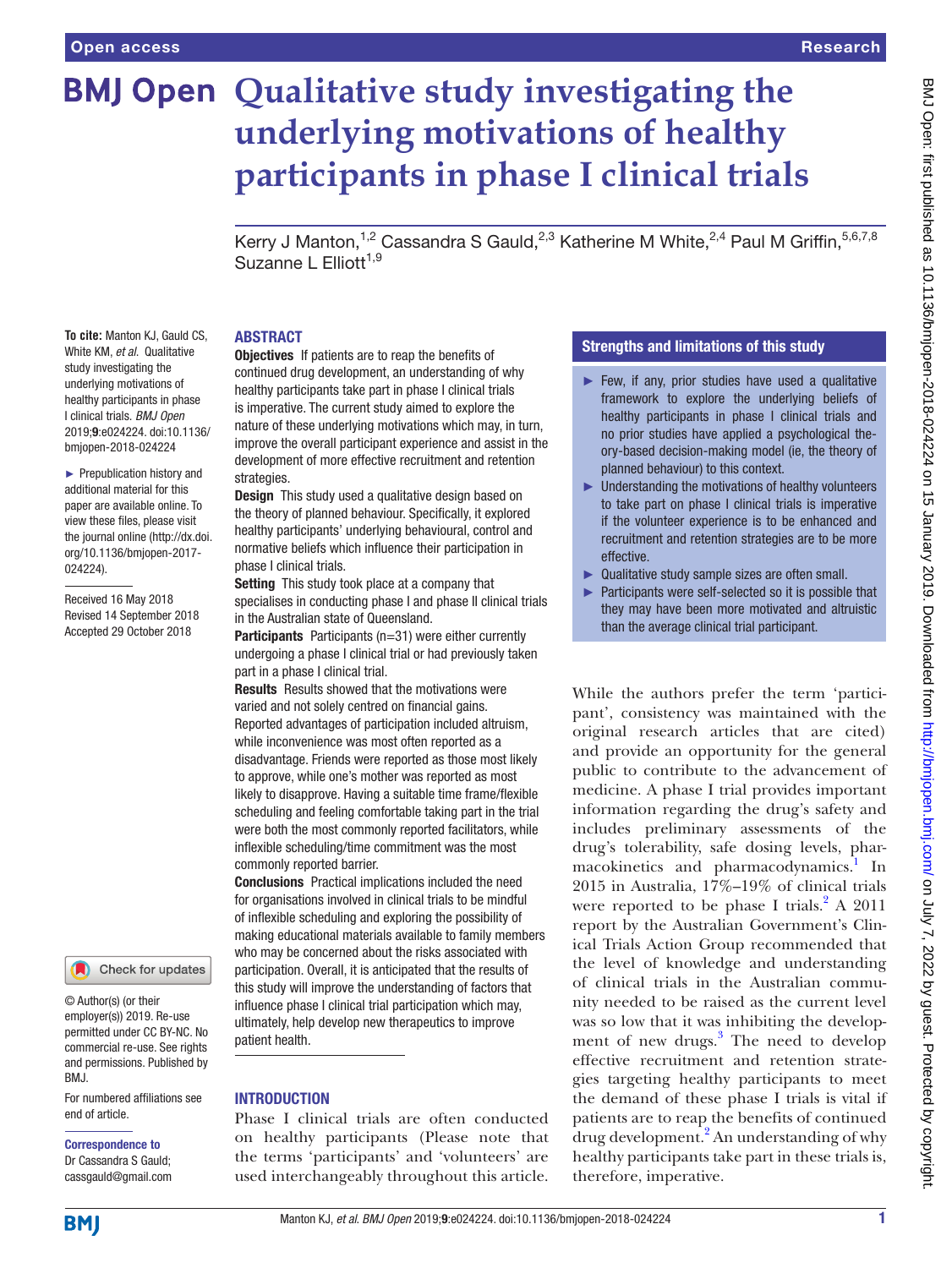# Qualitative study investigating the underlying motivations of healthy participants in phase I clinical trials

Kerry J Manton,[1,2] Cassandra S Gauld,[2,3] Katherine M White,[2,4] Paul M Griffin,[5,6,7,8] Suzanne L Elliott[1,9]

**To cite:** Manton KJ, Gauld CS, White KM, *et al*. Qualitative study investigating the underlying motivations of healthy participants in phase I clinical trials. *BMJ Open* 2019;**9**:e024224. doi:10.1136/bmjopen-2018-024224

► Prepublication history and additional material for this paper are available online. To view these files, please visit the journal online (http://dx.doi.org/10.1136/bmjopen-2017-024224).

Received 16 May 2018
Revised 14 September 2018
Accepted 29 October 2018

© Author(s) (or their employer(s)) 2019. Re-use permitted under CC BY-NC. No commercial re-use. See rights and permissions. Published by BMJ.

For numbered affiliations see end of article.

**Correspondence to**
Dr Cassandra S Gauld;
cassgauld@gmail.com

## ABSTRACT

**Objectives** If patients are to reap the benefits of continued drug development, an understanding of why healthy participants take part in phase I clinical trials is imperative. The current study aimed to explore the nature of these underlying motivations which may, in turn, improve the overall participant experience and assist in the development of more effective recruitment and retention strategies.

**Design** This study used a qualitative design based on the theory of planned behaviour. Specifically, it explored healthy participants' underlying behavioural, control and normative beliefs which influence their participation in phase I clinical trials.

**Setting** This study took place at a company that specialises in conducting phase I and phase II clinical trials in the Australian state of Queensland.

**Participants** Participants (n=31) were either currently undergoing a phase I clinical trial or had previously taken part in a phase I clinical trial.

**Results** Results showed that the motivations were varied and not solely centred on financial gains. Reported advantages of participation included altruism, while inconvenience was most often reported as a disadvantage. Friends were reported as those most likely to approve, while one's mother was reported as most likely to disapprove. Having a suitable time frame/flexible scheduling and feeling comfortable taking part in the trial were both the most commonly reported facilitators, while inflexible scheduling/time commitment was the most commonly reported barrier.

**Conclusions** Practical implications included the need for organisations involved in clinical trials to be mindful of inflexible scheduling and exploring the possibility of making educational materials available to family members who may be concerned about the risks associated with participation. Overall, it is anticipated that the results of this study will improve the understanding of factors that influence phase I clinical trial participation which may, ultimately, help develop new therapeutics to improve patient health.

## Strengths and limitations of this study

- ► Few, if any, prior studies have used a qualitative framework to explore the underlying beliefs of healthy participants in phase I clinical trials and no prior studies have applied a psychological theory-based decision-making model (ie, the theory of planned behaviour) to this context.
- ► Understanding the motivations of healthy volunteers to take part on phase I clinical trials is imperative if the volunteer experience is to be enhanced and recruitment and retention strategies are to be more effective.
- ► Qualitative study sample sizes are often small.
- ► Participants were self-selected so it is possible that they may have been more motivated and altruistic than the average clinical trial participant.

## INTRODUCTION

Phase I clinical trials are often conducted on healthy participants (Please note that the terms 'participants' and 'volunteers' are used interchangeably throughout this article. While the authors prefer the term 'participant', consistency was maintained with the original research articles that are cited) and provide an opportunity for the general public to contribute to the advancement of medicine. A phase I trial provides important information regarding the drug's safety and includes preliminary assessments of the drug's tolerability, safe dosing levels, pharmacokinetics and pharmacodynamics.[1] In 2015 in Australia, 17%–19% of clinical trials were reported to be phase I trials.[2] A 2011 report by the Australian Government's Clinical Trials Action Group recommended that the level of knowledge and understanding of clinical trials in the Australian community needed to be raised as the current level was so low that it was inhibiting the development of new drugs.[3] The need to develop effective recruitment and retention strategies targeting healthy participants to meet the demand of these phase I trials is vital if patients are to reap the benefits of continued drug development.[2] An understanding of why healthy participants take part in these trials is, therefore, imperative.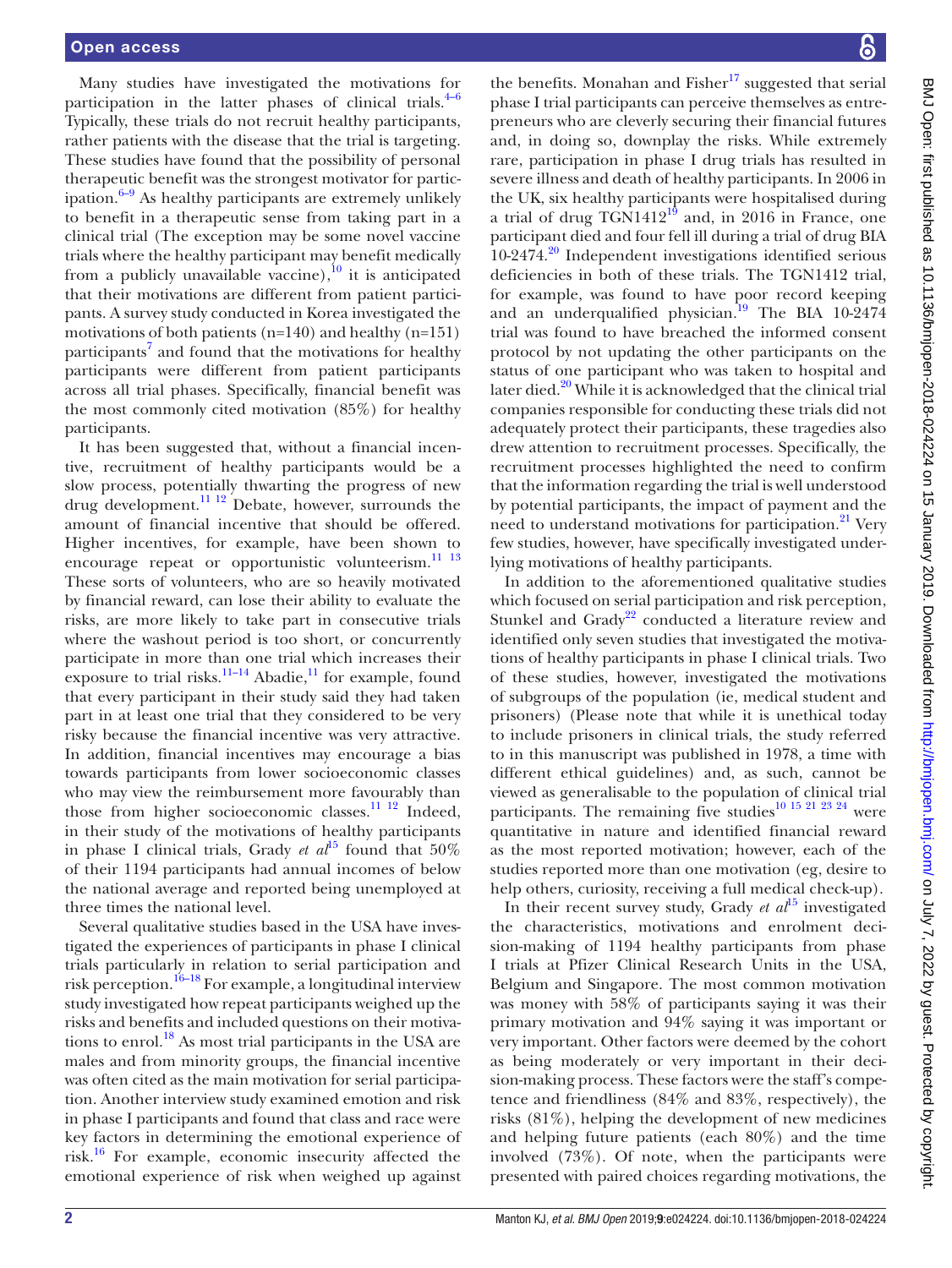Many studies have investigated the motivations for participation in the latter phases of clinical trials.[4–6] Typically, these trials do not recruit healthy participants, rather patients with the disease that the trial is targeting. These studies have found that the possibility of personal therapeutic benefit was the strongest motivator for participation.[6–9] As healthy participants are extremely unlikely to benefit in a therapeutic sense from taking part in a clinical trial (The exception may be some novel vaccine trials where the healthy participant may benefit medically from a publicly unavailable vaccine),[10] it is anticipated that their motivations are different from patient participants. A survey study conducted in Korea investigated the motivations of both patients (n=140) and healthy (n=151) participants[7] and found that the motivations for healthy participants were different from patient participants across all trial phases. Specifically, financial benefit was the most commonly cited motivation (85%) for healthy participants.

It has been suggested that, without a financial incentive, recruitment of healthy participants would be a slow process, potentially thwarting the progress of new drug development.[11 12] Debate, however, surrounds the amount of financial incentive that should be offered. Higher incentives, for example, have been shown to encourage repeat or opportunistic volunteerism.[11 13] These sorts of volunteers, who are so heavily motivated by financial reward, can lose their ability to evaluate the risks, are more likely to take part in consecutive trials where the washout period is too short, or concurrently participate in more than one trial which increases their exposure to trial risks.[11–14] Abadie,[11] for example, found that every participant in their study said they had taken part in at least one trial that they considered to be very risky because the financial incentive was very attractive. In addition, financial incentives may encourage a bias towards participants from lower socioeconomic classes who may view the reimbursement more favourably than those from higher socioeconomic classes.[11 12] Indeed, in their study of the motivations of healthy participants in phase I clinical trials, Grady *et al*[15] found that 50% of their 1194 participants had annual incomes of below the national average and reported being unemployed at three times the national level.

Several qualitative studies based in the USA have investigated the experiences of participants in phase I clinical trials particularly in relation to serial participation and risk perception.[16–18] For example, a longitudinal interview study investigated how repeat participants weighed up the risks and benefits and included questions on their motivations to enrol.[18] As most trial participants in the USA are males and from minority groups, the financial incentive was often cited as the main motivation for serial participation. Another interview study examined emotion and risk in phase I participants and found that class and race were key factors in determining the emotional experience of risk.[16] For example, economic insecurity affected the emotional experience of risk when weighed up against the benefits. Monahan and Fisher[17] suggested that serial phase I trial participants can perceive themselves as entrepreneurs who are cleverly securing their financial futures and, in doing so, downplay the risks. While extremely rare, participation in phase I drug trials has resulted in severe illness and death of healthy participants. In 2006 in the UK, six healthy participants were hospitalised during a trial of drug TGN1412[19] and, in 2016 in France, one participant died and four fell ill during a trial of drug BIA 10-2474.[20] Independent investigations identified serious deficiencies in both of these trials. The TGN1412 trial, for example, was found to have poor record keeping and an underqualified physician.[19] The BIA 10-2474 trial was found to have breached the informed consent protocol by not updating the other participants on the status of one participant who was taken to hospital and later died.[20] While it is acknowledged that the clinical trial companies responsible for conducting these trials did not adequately protect their participants, these tragedies also drew attention to recruitment processes. Specifically, the recruitment processes highlighted the need to confirm that the information regarding the trial is well understood by potential participants, the impact of payment and the need to understand motivations for participation.[21] Very few studies, however, have specifically investigated underlying motivations of healthy participants.

In addition to the aforementioned qualitative studies which focused on serial participation and risk perception, Stunkel and Grady[22] conducted a literature review and identified only seven studies that investigated the motivations of healthy participants in phase I clinical trials. Two of these studies, however, investigated the motivations of subgroups of the population (ie, medical student and prisoners) (Please note that while it is unethical today to include prisoners in clinical trials, the study referred to in this manuscript was published in 1978, a time with different ethical guidelines) and, as such, cannot be viewed as generalisable to the population of clinical trial participants. The remaining five studies[10 15 21 23 24] were quantitative in nature and identified financial reward as the most reported motivation; however, each of the studies reported more than one motivation (eg, desire to help others, curiosity, receiving a full medical check-up).

In their recent survey study, Grady *et al*[15] investigated the characteristics, motivations and enrolment decision-making of 1194 healthy participants from phase I trials at Pfizer Clinical Research Units in the USA, Belgium and Singapore. The most common motivation was money with 58% of participants saying it was their primary motivation and 94% saying it was important or very important. Other factors were deemed by the cohort as being moderately or very important in their decision-making process. These factors were the staff's competence and friendliness (84% and 83%, respectively), the risks (81%), helping the development of new medicines and helping future patients (each 80%) and the time involved (73%). Of note, when the participants were presented with paired choices regarding motivations, the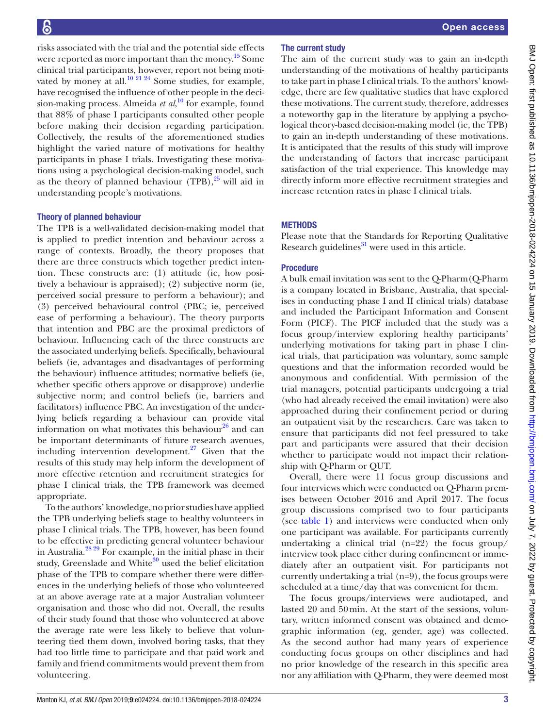risks associated with the trial and the potential side effects were reported as more important than the money.[15] Some clinical trial participants, however, report not being motivated by money at all.[10 21 24] Some studies, for example, have recognised the influence of other people in the decision-making process. Almeida *et al*,[10] for example, found that 88% of phase I participants consulted other people before making their decision regarding participation. Collectively, the results of the aforementioned studies highlight the varied nature of motivations for healthy participants in phase I trials. Investigating these motivations using a psychological decision-making model, such as the theory of planned behaviour (TPB),[25] will aid in understanding people's motivations.

### Theory of planned behaviour

The TPB is a well-validated decision-making model that is applied to predict intention and behaviour across a range of contexts. Broadly, the theory proposes that there are three constructs which together predict intention. These constructs are: (1) attitude (ie, how positively a behaviour is appraised); (2) subjective norm (ie, perceived social pressure to perform a behaviour); and (3) perceived behavioural control (PBC; ie, perceived ease of performing a behaviour). The theory purports that intention and PBC are the proximal predictors of behaviour. Influencing each of the three constructs are the associated underlying beliefs. Specifically, behavioural beliefs (ie, advantages and disadvantages of performing the behaviour) influence attitudes; normative beliefs (ie, whether specific others approve or disapprove) underlie subjective norm; and control beliefs (ie, barriers and facilitators) influence PBC. An investigation of the underlying beliefs regarding a behaviour can provide vital information on what motivates this behaviour[26] and can be important determinants of future research avenues, including intervention development.[27] Given that the results of this study may help inform the development of more effective retention and recruitment strategies for phase I clinical trials, the TPB framework was deemed appropriate.

To the authors' knowledge, no prior studies have applied the TPB underlying beliefs stage to healthy volunteers in phase I clinical trials. The TPB, however, has been found to be effective in predicting general volunteer behaviour in Australia.[28 29] For example, in the initial phase in their study, Greenslade and White[30] used the belief elicitation phase of the TPB to compare whether there were differences in the underlying beliefs of those who volunteered at an above average rate at a major Australian volunteer organisation and those who did not. Overall, the results of their study found that those who volunteered at above the average rate were less likely to believe that volunteering tied them down, involved boring tasks, that they had too little time to participate and that paid work and family and friend commitments would prevent them from volunteering.

### The current study

The aim of the current study was to gain an in-depth understanding of the motivations of healthy participants to take part in phase I clinical trials. To the authors' knowledge, there are few qualitative studies that have explored these motivations. The current study, therefore, addresses a noteworthy gap in the literature by applying a psychological theory-based decision-making model (ie, the TPB) to gain an in-depth understanding of these motivations. It is anticipated that the results of this study will improve the understanding of factors that increase participant satisfaction of the trial experience. This knowledge may directly inform more effective recruitment strategies and increase retention rates in phase I clinical trials.

## METHODS

Please note that the Standards for Reporting Qualitative Research guidelines[31] were used in this article.

### Procedure

A bulk email invitation was sent to the Q-Pharm (Q-Pharm is a company located in Brisbane, Australia, that specialises in conducting phase I and II clinical trials) database and included the Participant Information and Consent Form (PICF). The PICF included that the study was a focus group/interview exploring healthy participants' underlying motivations for taking part in phase I clinical trials, that participation was voluntary, some sample questions and that the information recorded would be anonymous and confidential. With permission of the trial managers, potential participants undergoing a trial (who had already received the email invitation) were also approached during their confinement period or during an outpatient visit by the researchers. Care was taken to ensure that participants did not feel pressured to take part and participants were assured that their decision whether to participate would not impact their relationship with Q-Pharm or QUT.

Overall, there were 11 focus group discussions and four interviews which were conducted on Q-Pharm premises between October 2016 and April 2017. The focus group discussions comprised two to four participants (see table 1) and interviews were conducted when only one participant was available. For participants currently undertaking a clinical trial (n=22) the focus group/interview took place either during confinement or immediately after an outpatient visit. For participants not currently undertaking a trial (n=9), the focus groups were scheduled at a time/day that was convenient for them.

The focus groups/interviews were audiotaped, and lasted 20 and 50 min. At the start of the sessions, voluntary, written informed consent was obtained and demographic information (eg, gender, age) was collected. As the second author had many years of experience conducting focus groups on other disciplines and had no prior knowledge of the research in this specific area nor any affiliation with Q-Pharm, they were deemed most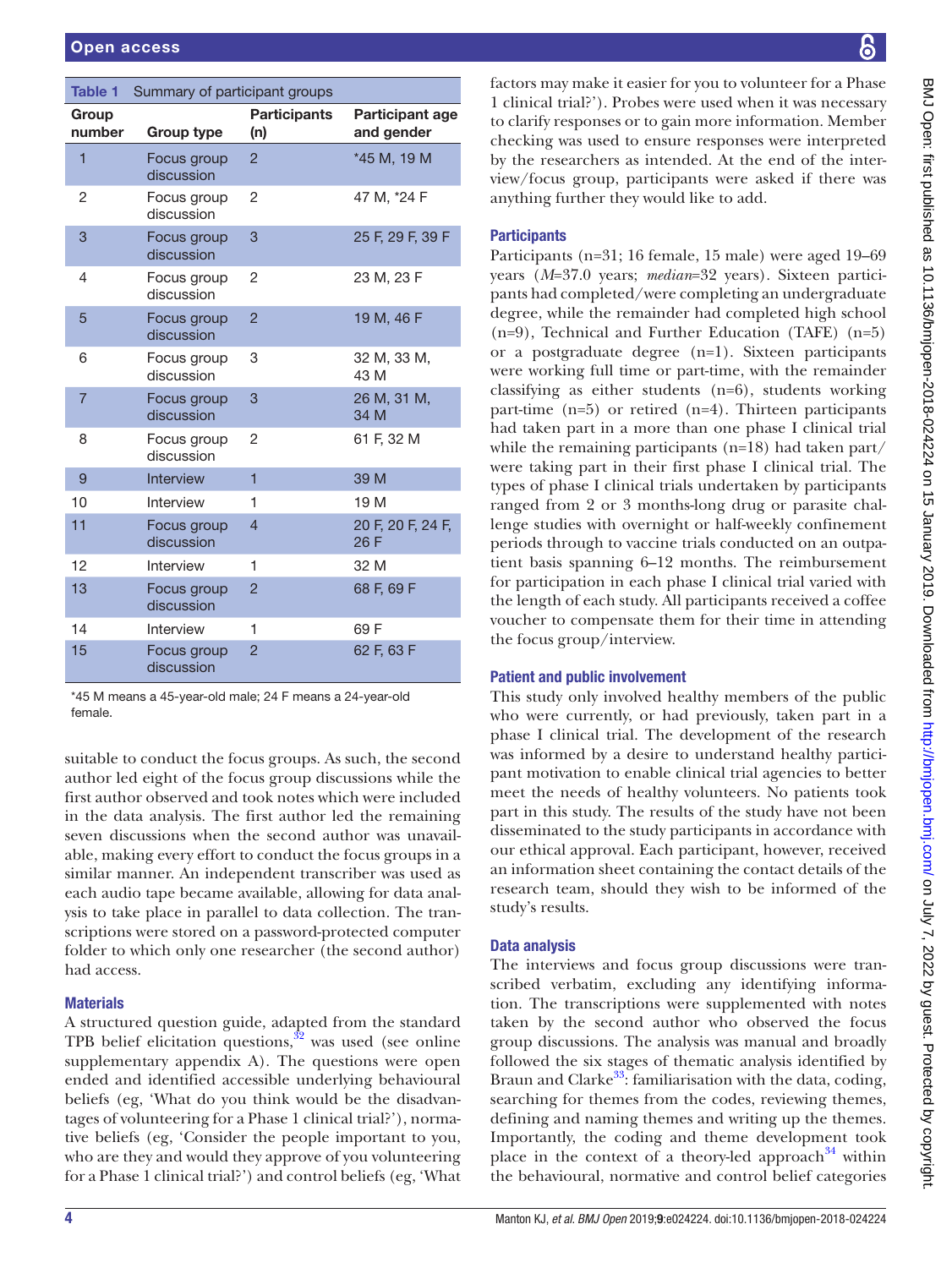**Table 1** Summary of participant groups

| Group number | Group type | Participants (n) | Participant age and gender |
|---|---|---|---|
| 1 | Focus group discussion | 2 | *45 M, 19 M |
| 2 | Focus group discussion | 2 | 47 M, *24 F |
| 3 | Focus group discussion | 3 | 25 F, 29 F, 39 F |
| 4 | Focus group discussion | 2 | 23 M, 23 F |
| 5 | Focus group discussion | 2 | 19 M, 46 F |
| 6 | Focus group discussion | 3 | 32 M, 33 M, 43 M |
| 7 | Focus group discussion | 3 | 26 M, 31 M, 34 M |
| 8 | Focus group discussion | 2 | 61 F, 32 M |
| 9 | Interview | 1 | 39 M |
| 10 | Interview | 1 | 19 M |
| 11 | Focus group discussion | 4 | 20 F, 20 F, 24 F, 26 F |
| 12 | Interview | 1 | 32 M |
| 13 | Focus group discussion | 2 | 68 F, 69 F |
| 14 | Interview | 1 | 69 F |
| 15 | Focus group discussion | 2 | 62 F, 63 F |

*45 M means a 45-year-old male; 24 F means a 24-year-old female.

suitable to conduct the focus groups. As such, the second author led eight of the focus group discussions while the first author observed and took notes which were included in the data analysis. The first author led the remaining seven discussions when the second author was unavailable, making every effort to conduct the focus groups in a similar manner. An independent transcriber was used as each audio tape became available, allowing for data analysis to take place in parallel to data collection. The transcriptions were stored on a password-protected computer folder to which only one researcher (the second author) had access.

## Materials

A structured question guide, adapted from the standard TPB belief elicitation questions,[32] was used (see online supplementary appendix A). The questions were open ended and identified accessible underlying behavioural beliefs (eg, 'What do you think would be the disadvantages of volunteering for a Phase 1 clinical trial?'), normative beliefs (eg, 'Consider the people important to you, who are they and would they approve of you volunteering for a Phase 1 clinical trial?') and control beliefs (eg, 'What factors may make it easier for you to volunteer for a Phase 1 clinical trial?'). Probes were used when it was necessary to clarify responses or to gain more information. Member checking was used to ensure responses were interpreted by the researchers as intended. At the end of the interview/focus group, participants were asked if there was anything further they would like to add.

## Participants

Participants (n=31; 16 female, 15 male) were aged 19–69 years (*M*=37.0 years; *median*=32 years). Sixteen participants had completed/were completing an undergraduate degree, while the remainder had completed high school (n=9), Technical and Further Education (TAFE) (n=5) or a postgraduate degree (n=1). Sixteen participants were working full time or part-time, with the remainder classifying as either students (n=6), students working part-time (n=5) or retired (n=4). Thirteen participants had taken part in a more than one phase I clinical trial while the remaining participants (n=18) had taken part/were taking part in their first phase I clinical trial. The types of phase I clinical trials undertaken by participants ranged from 2 or 3 months-long drug or parasite challenge studies with overnight or half-weekly confinement periods through to vaccine trials conducted on an outpatient basis spanning 6–12 months. The reimbursement for participation in each phase I clinical trial varied with the length of each study. All participants received a coffee voucher to compensate them for their time in attending the focus group/interview.

## Patient and public involvement

This study only involved healthy members of the public who were currently, or had previously, taken part in a phase I clinical trial. The development of the research was informed by a desire to understand healthy participant motivation to enable clinical trial agencies to better meet the needs of healthy volunteers. No patients took part in this study. The results of the study have not been disseminated to the study participants in accordance with our ethical approval. Each participant, however, received an information sheet containing the contact details of the research team, should they wish to be informed of the study's results.

## Data analysis

The interviews and focus group discussions were transcribed verbatim, excluding any identifying information. The transcriptions were supplemented with notes taken by the second author who observed the focus group discussions. The analysis was manual and broadly followed the six stages of thematic analysis identified by Braun and Clarke[33]: familiarisation with the data, coding, searching for themes from the codes, reviewing themes, defining and naming themes and writing up the themes. Importantly, the coding and theme development took place in the context of a theory-led approach[34] within the behavioural, normative and control belief categories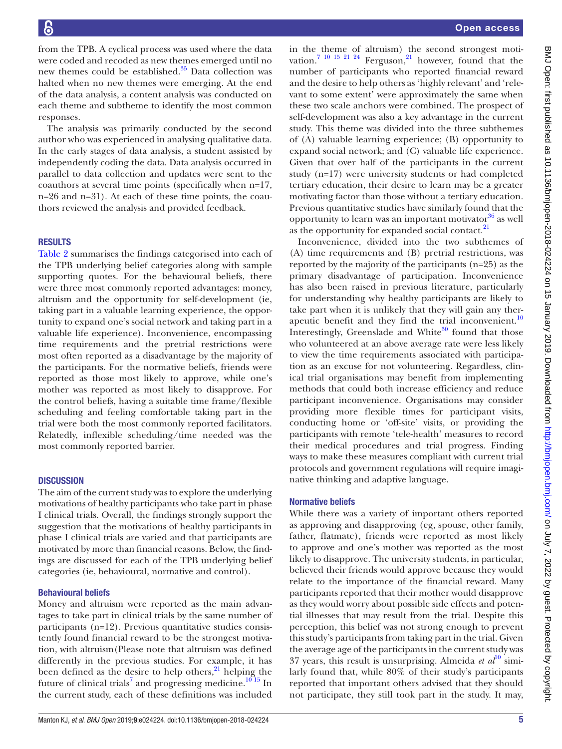from the TPB. A cyclical process was used where the data were coded and recoded as new themes emerged until no new themes could be established.[35] Data collection was halted when no new themes were emerging. At the end of the data analysis, a content analysis was conducted on each theme and subtheme to identify the most common responses.

The analysis was primarily conducted by the second author who was experienced in analysing qualitative data. In the early stages of data analysis, a student assisted by independently coding the data. Data analysis occurred in parallel to data collection and updates were sent to the coauthors at several time points (specifically when n=17, n=26 and n=31). At each of these time points, the coauthors reviewed the analysis and provided feedback.

## RESULTS

Table 2 summarises the findings categorised into each of the TPB underlying belief categories along with sample supporting quotes. For the behavioural beliefs, there were three most commonly reported advantages: money, altruism and the opportunity for self-development (ie, taking part in a valuable learning experience, the opportunity to expand one's social network and taking part in a valuable life experience). Inconvenience, encompassing time requirements and the pretrial restrictions were most often reported as a disadvantage by the majority of the participants. For the normative beliefs, friends were reported as those most likely to approve, while one's mother was reported as most likely to disapprove. For the control beliefs, having a suitable time frame/flexible scheduling and feeling comfortable taking part in the trial were both the most commonly reported facilitators. Relatedly, inflexible scheduling/time needed was the most commonly reported barrier.

## DISCUSSION

The aim of the current study was to explore the underlying motivations of healthy participants who take part in phase I clinical trials. Overall, the findings strongly support the suggestion that the motivations of healthy participants in phase I clinical trials are varied and that participants are motivated by more than financial reasons. Below, the findings are discussed for each of the TPB underlying belief categories (ie, behavioural, normative and control).

### Behavioural beliefs

Money and altruism were reported as the main advantages to take part in clinical trials by the same number of participants (n=12). Previous quantitative studies consistently found financial reward to be the strongest motivation, with altruism(Please note that altruism was defined differently in the previous studies. For example, it has been defined as the desire to help others,[21] helping the future of clinical trials[7] and progressing medicine.[10 15] In the current study, each of these definitions was included in the theme of altruism) the second strongest motivation.[7 10 15 21 24] Ferguson,[21] however, found that the number of participants who reported financial reward and the desire to help others as 'highly relevant' and 'relevant to some extent' were approximately the same when these two scale anchors were combined. The prospect of self-development was also a key advantage in the current study. This theme was divided into the three subthemes of (A) valuable learning experience; (B) opportunity to expand social network; and (C) valuable life experience. Given that over half of the participants in the current study (n=17) were university students or had completed tertiary education, their desire to learn may be a greater motivating factor than those without a tertiary education. Previous quantitative studies have similarly found that the opportunity to learn was an important motivator[36] as well as the opportunity for expanded social contact.[21]

Inconvenience, divided into the two subthemes of (A) time requirements and (B) pretrial restrictions, was reported by the majority of the participants (n=25) as the primary disadvantage of participation. Inconvenience has also been raised in previous literature, particularly for understanding why healthy participants are likely to take part when it is unlikely that they will gain any therapeutic benefit and they find the trial inconvenient.[10] Interestingly, Greenslade and White[30] found that those who volunteered at an above average rate were less likely to view the time requirements associated with participation as an excuse for not volunteering. Regardless, clinical trial organisations may benefit from implementing methods that could both increase efficiency and reduce participant inconvenience. Organisations may consider providing more flexible times for participant visits, conducting home or 'off-site' visits, or providing the participants with remote 'tele-health' measures to record their medical procedures and trial progress. Finding ways to make these measures compliant with current trial protocols and government regulations will require imaginative thinking and adaptive language.

### Normative beliefs

While there was a variety of important others reported as approving and disapproving (eg, spouse, other family, father, flatmate), friends were reported as most likely to approve and one's mother was reported as the most likely to disapprove. The university students, in particular, believed their friends would approve because they would relate to the importance of the financial reward. Many participants reported that their mother would disapprove as they would worry about possible side effects and potential illnesses that may result from the trial. Despite this perception, this belief was not strong enough to prevent this study's participants from taking part in the trial. Given the average age of the participants in the current study was 37 years, this result is unsurprising. Almeida *et al*[10] similarly found that, while 80% of their study's participants reported that important others advised that they should not participate, they still took part in the study. It may,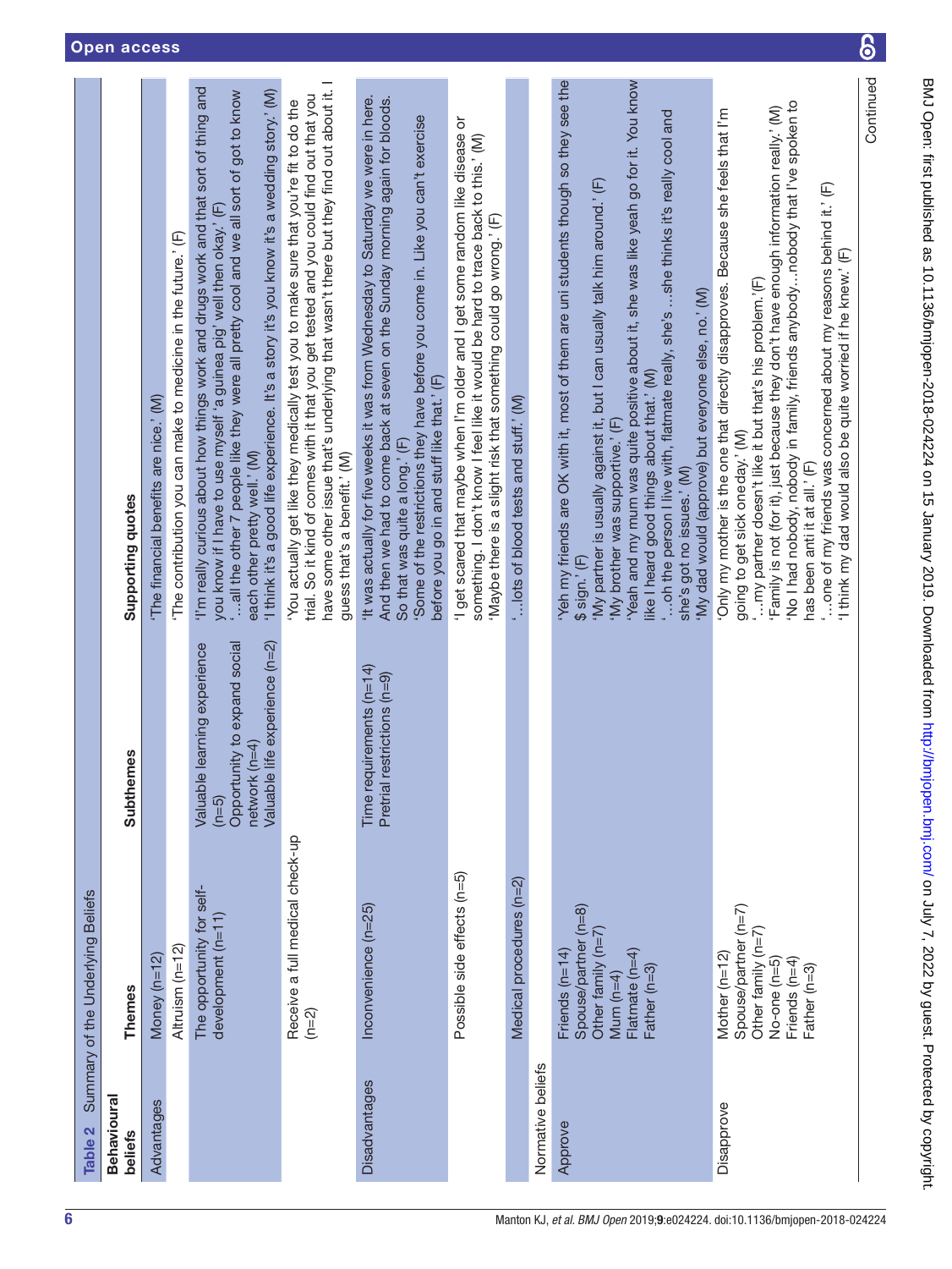**Table 2** Summary of the Underlying Beliefs

| Behavioural beliefs | Themes | Subthemes | Supporting quotes |
|---|---|---|---|
| Advantages | Money (n=12) | | 'The financial benefits are nice.' (M) |
| | Altruism (n=12) | | 'The contribution you can make to medicine in the future.' (F) |
| | The opportunity for self-development (n=11) | Valuable learning experience (n=5)<br>Opportunity to expand social network (n=4)<br>Valuable life experience (n=2) | 'I'm really curious about how things work and drugs work and that sort of thing and you know if I have to use myself 'a guinea pig' well then okay.' (F)<br>'…all the other 7 people like they were all pretty cool and we all sort of got to know each other pretty well.' (M)<br>'I think it's a good life experience. It's a story it's you know it's a wedding story.' (M) |
| | Receive a full medical check-up (n=2) | | 'You actually get like they medically test you to make sure that you're fit to do the trial. So it kind of comes with it that you get tested and you could find out that you have some other issue that's underlying that wasn't there but they find out about it. I guess that's a benefit.' (M) |
| Disadvantages | Inconvenience (n=25) | Time requirements (n=14)<br>Pretrial restrictions (n=9) | 'It was actually for five weeks it was from Wednesday to Saturday we were in here. And then we had to come back at seven on the Sunday morning again for bloods. So that was quite a long.' (F)<br>'Some of the restrictions they have before you come in. Like you can't exercise before you go in and stuff like that.' (F) |
| | Possible side effects (n=5) | | 'I get scared that maybe when I'm older and I get some random like disease or something. I don't know I feel like it would be hard to trace back to this.' (M)<br>'Maybe there is a slight risk that something could go wrong.' (F) |
| | Medical procedures (n=2) | | '…lots of blood tests and stuff.' (M) |
| Normative beliefs | | | |
| Approve | Friends (n=14)<br>Spouse/partner (n=8)<br>Other family (n=7)<br>Mum (n=4)<br>Flatmate (n=4)<br>Father (n=3) | | 'Yeh my friends are OK with it, most of them are uni students though so they see the $ sign.' (F)<br>'My partner is usually against it, but I can usually talk him around.' (F)<br>'My brother was supportive.' (F)<br>'Yeah and my mum was quite positive about it, she was like yeah go for it. You know like I heard good things about that.' (M)<br>'…oh the person I live with, flatmate really, she's …she thinks it's really cool and she's got no issues.' (M)<br>'My dad would (approve) but everyone else, no.' (M) |
| Disapprove | Mother (n=12)<br>Spouse/partner (n=7)<br>Other family (n=7)<br>No-one (n=5)<br>Friends (n=4)<br>Father (n=3) | | 'Only my mother is the one that directly disapproves. Because she feels that I'm going to get sick oneday.' (M)<br>'…my partner doesn't like it but that's his problem.'(F)<br>'Family is not (for it), just because they don't have enough information really.' (M)<br>'No I had nobody, nobody in family, friends anybody…nobody that I've spoken to has been anti it at all.' (F)<br>'…one of my friends was concerned about my reasons behind it.' (F)<br>'I think my dad would also be quite worried if he knew.' (F) |

Continued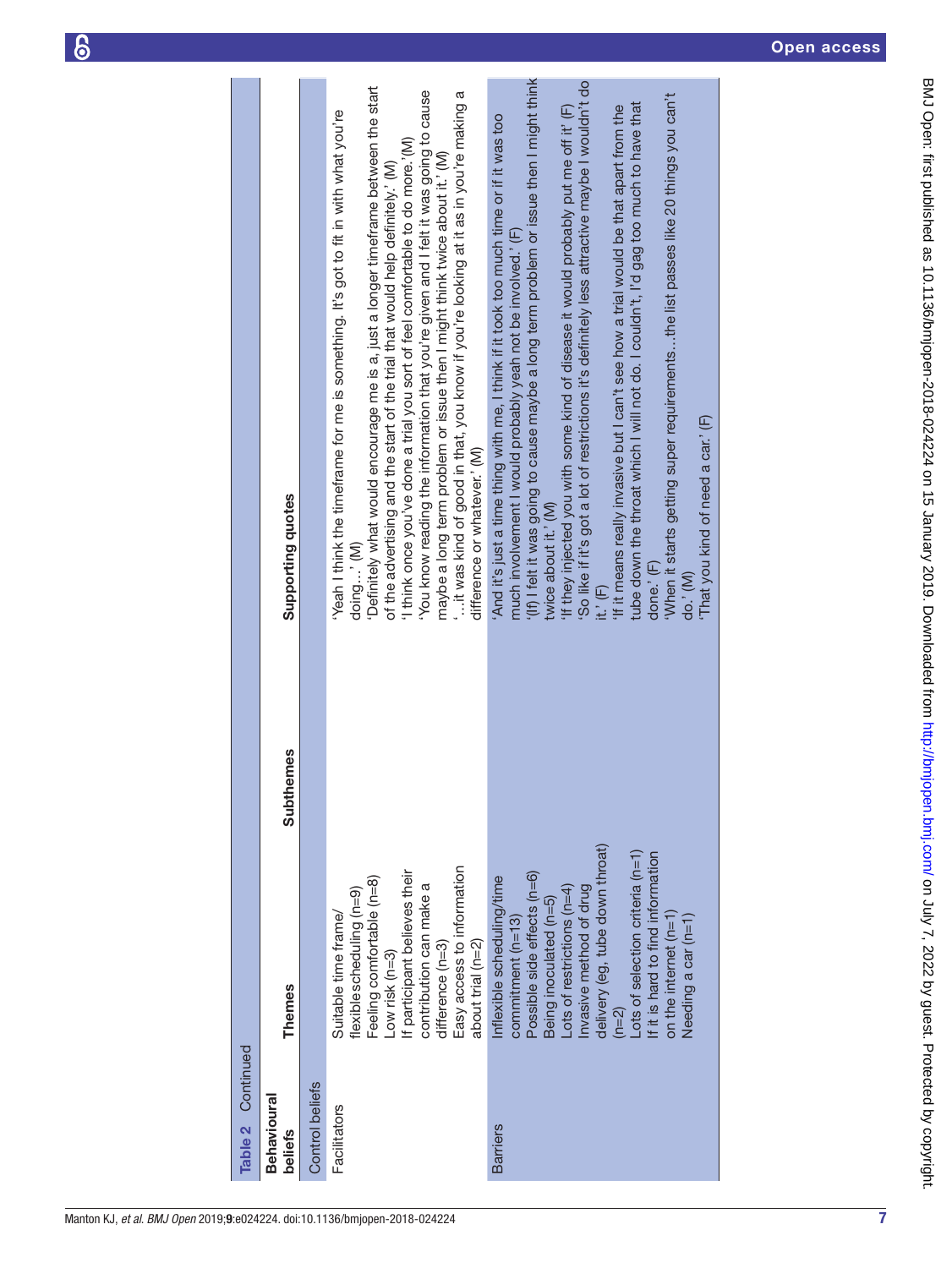**Table 2 Continued**

| Behavioural beliefs | Themes | Subthemes | Supporting quotes |
|---|---|---|---|
| Control beliefs | | | |
| Facilitators | Suitable time frame/ flexible scheduling (n=9)<br>Feeling comfortable (n=8)<br>Low risk (n=3)<br>If participant believes their contribution can make a difference (n=3)<br>Easy access to information about trial (n=2) | | 'Yeah I think the timeframe for me is something. It's got to fit in with what you're doing…' (M)<br>'Definitely what would encourage me is a, just a longer timeframe between the start of the advertising and the start of the trial that would help definitely.' (M)<br>'I think once you've done a trial you sort of feel comfortable to do more.'(M)<br>'You know reading the information that you're given and I felt it was going to cause maybe a long term problem or issue then I might think twice about it.' (M)<br>'…it was kind of good in that, you know if you're looking at it as in you're making a difference or whatever.' (M) |
| Barriers | Inflexible scheduling/time commitment (n=13)<br>Possible side effects (n=6)<br>Being inoculated (n=5)<br>Lots of restrictions (n=4)<br>Invasive method of drug delivery (eg, tube down throat) (n=2)<br>Lots of selection criteria (n=1)<br>If it is hard to find information on the internet (n=1)<br>Needing a car (n=1) | | 'And it's just a time thing with me, I think if it took too much time or if it was too much involvement I would probably yeah not be involved.' (F)<br>'(If) I felt it was going to cause maybe a long term problem or issue then I might think twice about it.' (M)<br>'If they injected you with some kind of disease it would probably put me off it' (F)<br>'So like if it's got a lot of restrictions it's definitely less attractive maybe I wouldn't do it.' (F)<br>'If it means really invasive but I can't see how a trial would be that apart from the tube down the throat which I will not do. I couldn't, I'd gag too much to have that done.' (F)<br>'When it starts getting super requirements…the list passes like 20 things you can't do.' (M)<br>'That you kind of need a car.' (F) |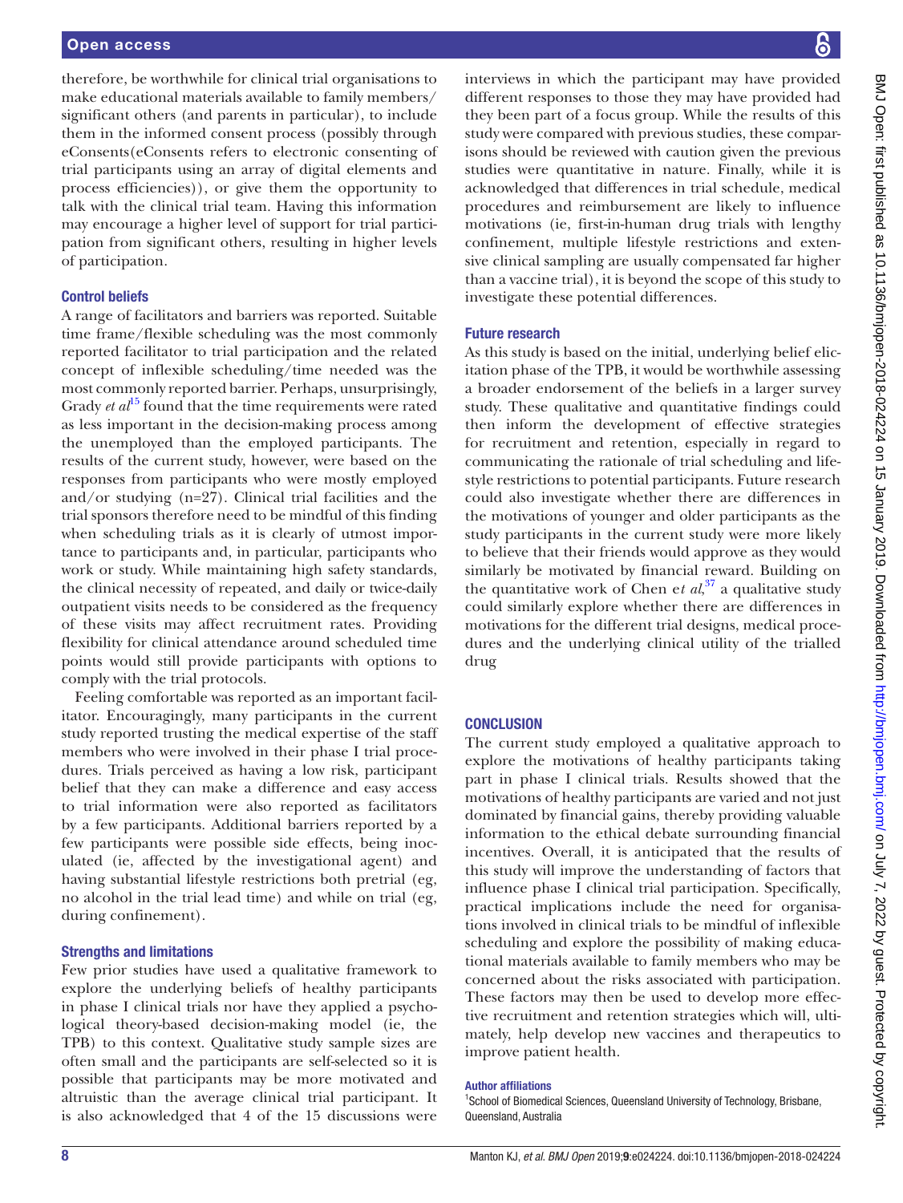therefore, be worthwhile for clinical trial organisations to make educational materials available to family members/significant others (and parents in particular), to include them in the informed consent process (possibly through eConsents(eConsents refers to electronic consenting of trial participants using an array of digital elements and process efficiencies)), or give them the opportunity to talk with the clinical trial team. Having this information may encourage a higher level of support for trial participation from significant others, resulting in higher levels of participation.

### Control beliefs

A range of facilitators and barriers was reported. Suitable time frame/flexible scheduling was the most commonly reported facilitator to trial participation and the related concept of inflexible scheduling/time needed was the most commonly reported barrier. Perhaps, unsurprisingly, Grady *et al*[15] found that the time requirements were rated as less important in the decision-making process among the unemployed than the employed participants. The results of the current study, however, were based on the responses from participants who were mostly employed and/or studying (n=27). Clinical trial facilities and the trial sponsors therefore need to be mindful of this finding when scheduling trials as it is clearly of utmost importance to participants and, in particular, participants who work or study. While maintaining high safety standards, the clinical necessity of repeated, and daily or twice-daily outpatient visits needs to be considered as the frequency of these visits may affect recruitment rates. Providing flexibility for clinical attendance around scheduled time points would still provide participants with options to comply with the trial protocols.

Feeling comfortable was reported as an important facilitator. Encouragingly, many participants in the current study reported trusting the medical expertise of the staff members who were involved in their phase I trial procedures. Trials perceived as having a low risk, participant belief that they can make a difference and easy access to trial information were also reported as facilitators by a few participants. Additional barriers reported by a few participants were possible side effects, being inoculated (ie, affected by the investigational agent) and having substantial lifestyle restrictions both pretrial (eg, no alcohol in the trial lead time) and while on trial (eg, during confinement).

### Strengths and limitations

Few prior studies have used a qualitative framework to explore the underlying beliefs of healthy participants in phase I clinical trials nor have they applied a psychological theory-based decision-making model (ie, the TPB) to this context. Qualitative study sample sizes are often small and the participants are self-selected so it is possible that participants may be more motivated and altruistic than the average clinical trial participant. It is also acknowledged that 4 of the 15 discussions were interviews in which the participant may have provided different responses to those they may have provided had they been part of a focus group. While the results of this study were compared with previous studies, these comparisons should be reviewed with caution given the previous studies were quantitative in nature. Finally, while it is acknowledged that differences in trial schedule, medical procedures and reimbursement are likely to influence motivations (ie, first-in-human drug trials with lengthy confinement, multiple lifestyle restrictions and extensive clinical sampling are usually compensated far higher than a vaccine trial), it is beyond the scope of this study to investigate these potential differences.

### Future research

As this study is based on the initial, underlying belief elicitation phase of the TPB, it would be worthwhile assessing a broader endorsement of the beliefs in a larger survey study. These qualitative and quantitative findings could then inform the development of effective strategies for recruitment and retention, especially in regard to communicating the rationale of trial scheduling and lifestyle restrictions to potential participants. Future research could also investigate whether there are differences in the motivations of younger and older participants as the study participants in the current study were more likely to believe that their friends would approve as they would similarly be motivated by financial reward. Building on the quantitative work of Chen *et al*,[37] a qualitative study could similarly explore whether there are differences in motivations for the different trial designs, medical procedures and the underlying clinical utility of the trialled drug

## CONCLUSION

The current study employed a qualitative approach to explore the motivations of healthy participants taking part in phase I clinical trials. Results showed that the motivations of healthy participants are varied and not just dominated by financial gains, thereby providing valuable information to the ethical debate surrounding financial incentives. Overall, it is anticipated that the results of this study will improve the understanding of factors that influence phase I clinical trial participation. Specifically, practical implications include the need for organisations involved in clinical trials to be mindful of inflexible scheduling and explore the possibility of making educational materials available to family members who may be concerned about the risks associated with participation. These factors may then be used to develop more effective recruitment and retention strategies which will, ultimately, help develop new vaccines and therapeutics to improve patient health.

#### Author affiliations

[1]School of Biomedical Sciences, Queensland University of Technology, Brisbane, Queensland, Australia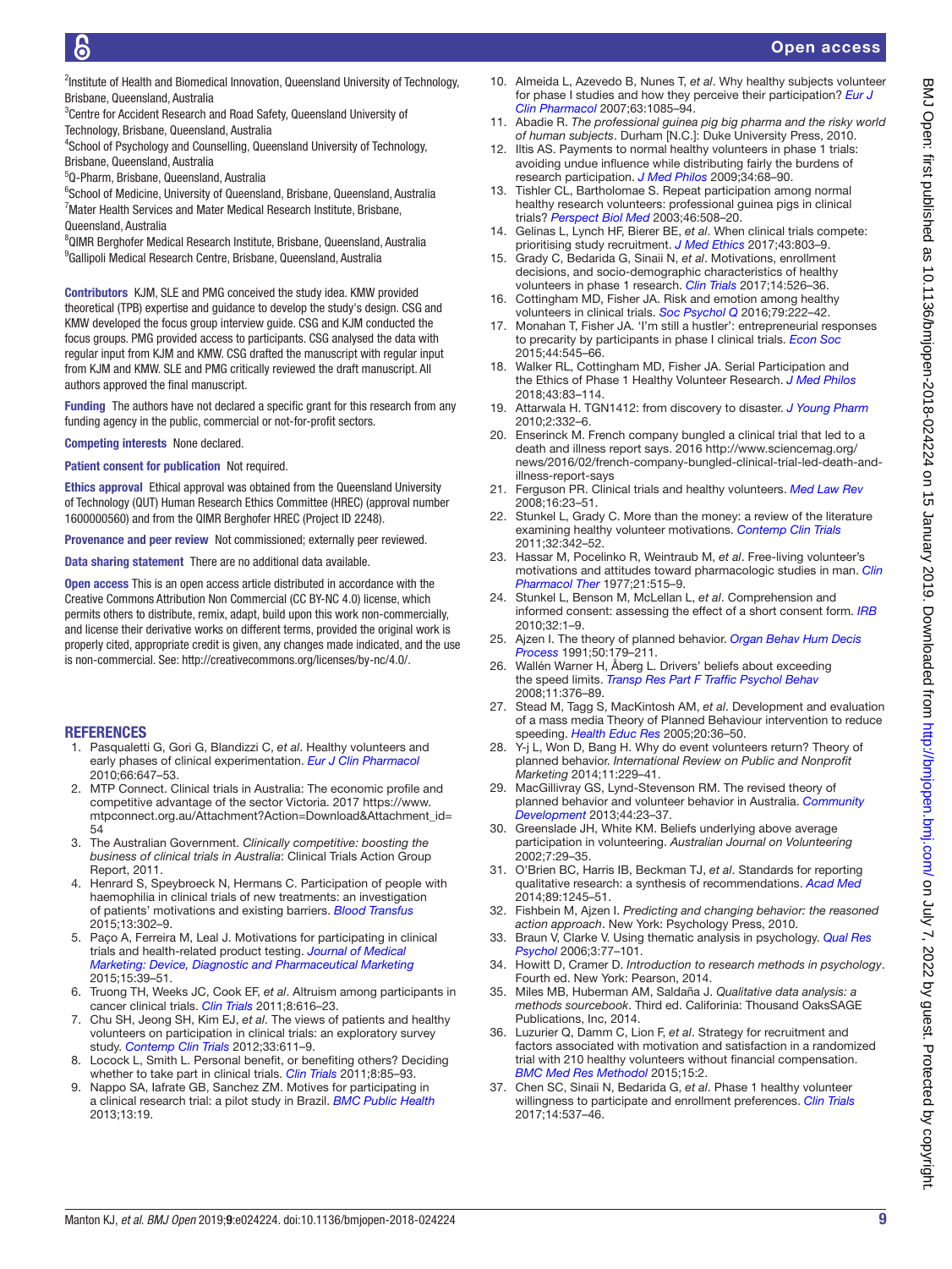[2]Institute of Health and Biomedical Innovation, Queensland University of Technology, Brisbane, Queensland, Australia
[3]Centre for Accident Research and Road Safety, Queensland University of Technology, Brisbane, Queensland, Australia
[4]School of Psychology and Counselling, Queensland University of Technology, Brisbane, Queensland, Australia
[5]Q-Pharm, Brisbane, Queensland, Australia
[6]School of Medicine, University of Queensland, Brisbane, Queensland, Australia
[7]Mater Health Services and Mater Medical Research Institute, Brisbane, Queensland, Australia
[8]QIMR Berghofer Medical Research Institute, Brisbane, Queensland, Australia
[9]Gallipoli Medical Research Centre, Brisbane, Queensland, Australia

**Contributors** KJM, SLE and PMG conceived the study idea. KMW provided theoretical (TPB) expertise and guidance to develop the study's design. CSG and KMW developed the focus group interview guide. CSG and KJM conducted the focus groups. PMG provided access to participants. CSG analysed the data with regular input from KJM and KMW. CSG drafted the manuscript with regular input from KJM and KMW. SLE and PMG critically reviewed the draft manuscript. All authors approved the final manuscript.

**Funding** The authors have not declared a specific grant for this research from any funding agency in the public, commercial or not-for-profit sectors.

**Competing interests** None declared.

**Patient consent for publication** Not required.

**Ethics approval** Ethical approval was obtained from the Queensland University of Technology (QUT) Human Research Ethics Committee (HREC) (approval number 1600000560) and from the QIMR Berghofer HREC (Project ID 2248).

**Provenance and peer review** Not commissioned; externally peer reviewed.

**Data sharing statement** There are no additional data available.

**Open access** This is an open access article distributed in accordance with the Creative Commons Attribution Non Commercial (CC BY-NC 4.0) license, which permits others to distribute, remix, adapt, build upon this work non-commercially, and license their derivative works on different terms, provided the original work is properly cited, appropriate credit is given, any changes made indicated, and the use is non-commercial. See: http://creativecommons.org/licenses/by-nc/4.0/.

## REFERENCES

1. Pasqualetti G, Gori G, Blandizzi C, *et al*. Healthy volunteers and early phases of clinical experimentation. *Eur J Clin Pharmacol* 2010;66:647–53.
2. MTP Connect. Clinical trials in Australia: The economic profile and competitive advantage of the sector Victoria. 2017 https://www.mtpconnect.org.au/Attachment?Action=Download&Attachment_id=54
3. The Australian Government. *Clinically competitive: boosting the business of clinical trials in Australia*: Clinical Trials Action Group Report, 2011.
4. Henrard S, Speybroeck N, Hermans C. Participation of people with haemophilia in clinical trials of new treatments: an investigation of patients' motivations and existing barriers. *Blood Transfus* 2015;13:302–9.
5. Paço A, Ferreira M, Leal J. Motivations for participating in clinical trials and health-related product testing. *Journal of Medical Marketing: Device, Diagnostic and Pharmaceutical Marketing* 2015;15:39–51.
6. Truong TH, Weeks JC, Cook EF, *et al*. Altruism among participants in cancer clinical trials. *Clin Trials* 2011;8:616–23.
7. Chu SH, Jeong SH, Kim EJ, *et al*. The views of patients and healthy volunteers on participation in clinical trials: an exploratory survey study. *Contemp Clin Trials* 2012;33:611–9.
8. Locock L, Smith L. Personal benefit, or benefiting others? Deciding whether to take part in clinical trials. *Clin Trials* 2011;8:85–93.
9. Nappo SA, Iafrate GB, Sanchez ZM. Motives for participating in a clinical research trial: a pilot study in Brazil. *BMC Public Health* 2013;13:19.
10. Almeida L, Azevedo B, Nunes T, *et al*. Why healthy subjects volunteer for phase I studies and how they perceive their participation? *Eur J Clin Pharmacol* 2007;63:1085–94.
11. Abadie R. *The professional guinea pig big pharma and the risky world of human subjects*. Durham [N.C.]: Duke University Press, 2010.
12. Iltis AS. Payments to normal healthy volunteers in phase 1 trials: avoiding undue influence while distributing fairly the burdens of research participation. *J Med Philos* 2009;34:68–90.
13. Tishler CL, Bartholomae S. Repeat participation among normal healthy research volunteers: professional guinea pigs in clinical trials? *Perspect Biol Med* 2003;46:508–20.
14. Gelinas L, Lynch HF, Bierer BE, *et al*. When clinical trials compete: prioritising study recruitment. *J Med Ethics* 2017;43:803–9.
15. Grady C, Bedarida G, Sinaii N, *et al*. Motivations, enrollment decisions, and socio-demographic characteristics of healthy volunteers in phase 1 research. *Clin Trials* 2017;14:526–36.
16. Cottingham MD, Fisher JA. Risk and emotion among healthy volunteers in clinical trials. *Soc Psychol Q* 2016;79:222–42.
17. Monahan T, Fisher JA. 'I'm still a hustler': entrepreneurial responses to precarity by participants in phase I clinical trials. *Econ Soc* 2015;44:545–66.
18. Walker RL, Cottingham MD, Fisher JA. Serial Participation and the Ethics of Phase 1 Healthy Volunteer Research. *J Med Philos* 2018;43:83–114.
19. Attarwala H. TGN1412: from discovery to disaster. *J Young Pharm* 2010;2:332–6.
20. Enserinck M. French company bungled a clinical trial that led to a death and illness report says. 2016 http://www.sciencemag.org/news/2016/02/french-company-bungled-clinical-trial-led-death-and-illness-report-says
21. Ferguson PR. Clinical trials and healthy volunteers. *Med Law Rev* 2008;16:23–51.
22. Stunkel L, Grady C. More than the money: a review of the literature examining healthy volunteer motivations. *Contemp Clin Trials* 2011;32:342–52.
23. Hassar M, Pocelinko R, Weintraub M, *et al*. Free-living volunteer's motivations and attitudes toward pharmacologic studies in man. *Clin Pharmacol Ther* 1977;21:515–9.
24. Stunkel L, Benson M, McLellan L, *et al*. Comprehension and informed consent: assessing the effect of a short consent form. *IRB* 2010;32:1–9.
25. Ajzen I. The theory of planned behavior. *Organ Behav Hum Decis Process* 1991;50:179–211.
26. Wallén Warner H, Åberg L. Drivers' beliefs about exceeding the speed limits. *Transp Res Part F Traffic Psychol Behav* 2008;11:376–89.
27. Stead M, Tagg S, MacKintosh AM, *et al*. Development and evaluation of a mass media Theory of Planned Behaviour intervention to reduce speeding. *Health Educ Res* 2005;20:36–50.
28. Y-j L, Won D, Bang H. Why do event volunteers return? Theory of planned behavior. *International Review on Public and Nonprofit Marketing* 2014;11:229–41.
29. MacGillivray GS, Lynd-Stevenson RM. The revised theory of planned behavior and volunteer behavior in Australia. *Community Development* 2013;44:23–37.
30. Greenslade JH, White KM. Beliefs underlying above average participation in volunteering. *Australian Journal on Volunteering* 2002;7:29–35.
31. O'Brien BC, Harris IB, Beckman TJ, *et al*. Standards for reporting qualitative research: a synthesis of recommendations. *Acad Med* 2014;89:1245–51.
32. Fishbein M, Ajzen I. *Predicting and changing behavior: the reasoned action approach*. New York: Psychology Press, 2010.
33. Braun V, Clarke V. Using thematic analysis in psychology. *Qual Res Psychol* 2006;3:77–101.
34. Howitt D, Cramer D. *Introduction to research methods in psychology*. Fourth ed. New York: Pearson, 2014.
35. Miles MB, Huberman AM, Saldaña J. *Qualitative data analysis: a methods sourcebook*. Third ed. Califorinia: Thousand OaksSAGE Publications, Inc, 2014.
36. Luzurier Q, Damm C, Lion F, *et al*. Strategy for recruitment and factors associated with motivation and satisfaction in a randomized trial with 210 healthy volunteers without financial compensation. *BMC Med Res Methodol* 2015;15:2.
37. Chen SC, Sinaii N, Bedarida G, *et al*. Phase 1 healthy volunteer willingness to participate and enrollment preferences. *Clin Trials* 2017;14:537–46.